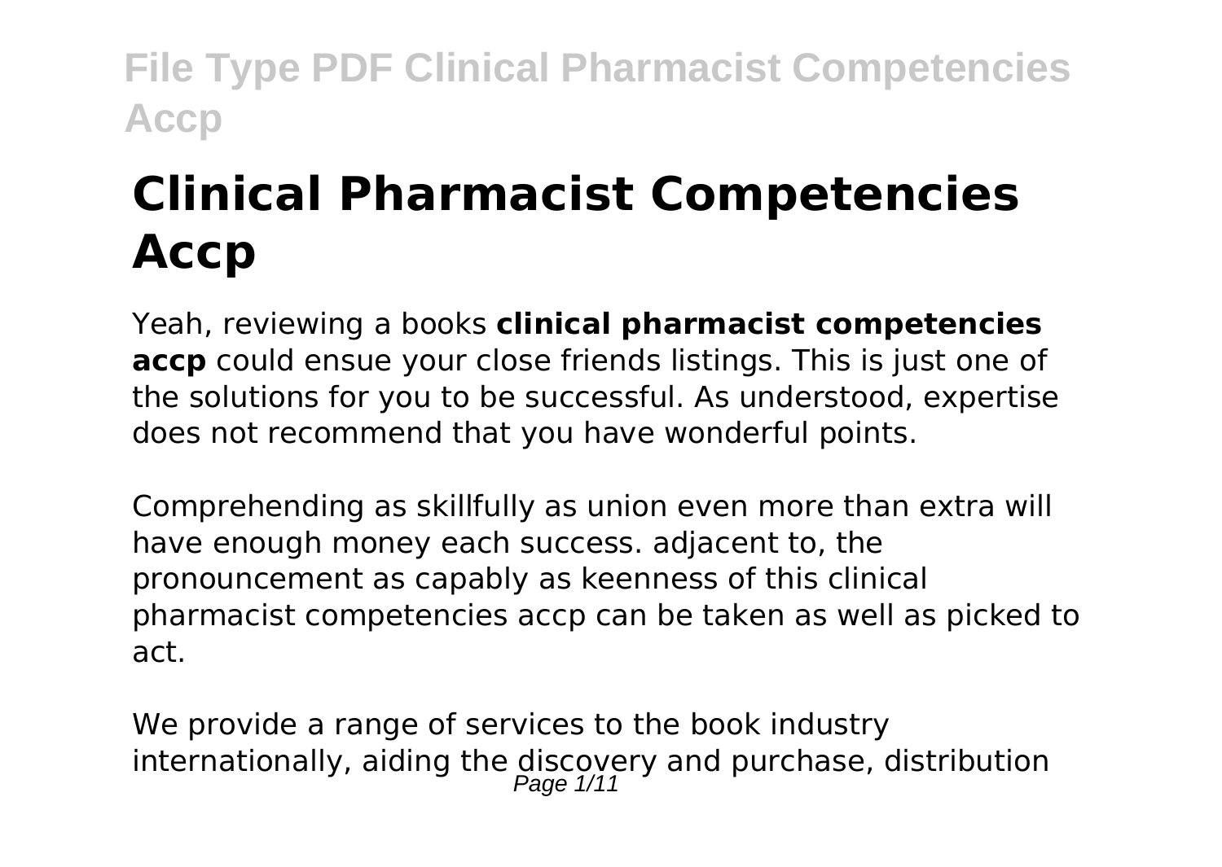# Clinical Pharmacist Competencies Accp

Yeah, reviewing a books **clinical pharmacist competencies accp** could ensue your close friends listings. This is just one of the solutions for you to be successful. As understood, expertise does not recommend that you have wonderful points.

Comprehending as skillfully as union even more than extra will have enough money each success. adjacent to, the pronouncement as capably as keenness of this clinical pharmacist competencies accp can be taken as well as picked to act.

We provide a range of services to the book industry internationally, aiding the discovery and purchase, distribution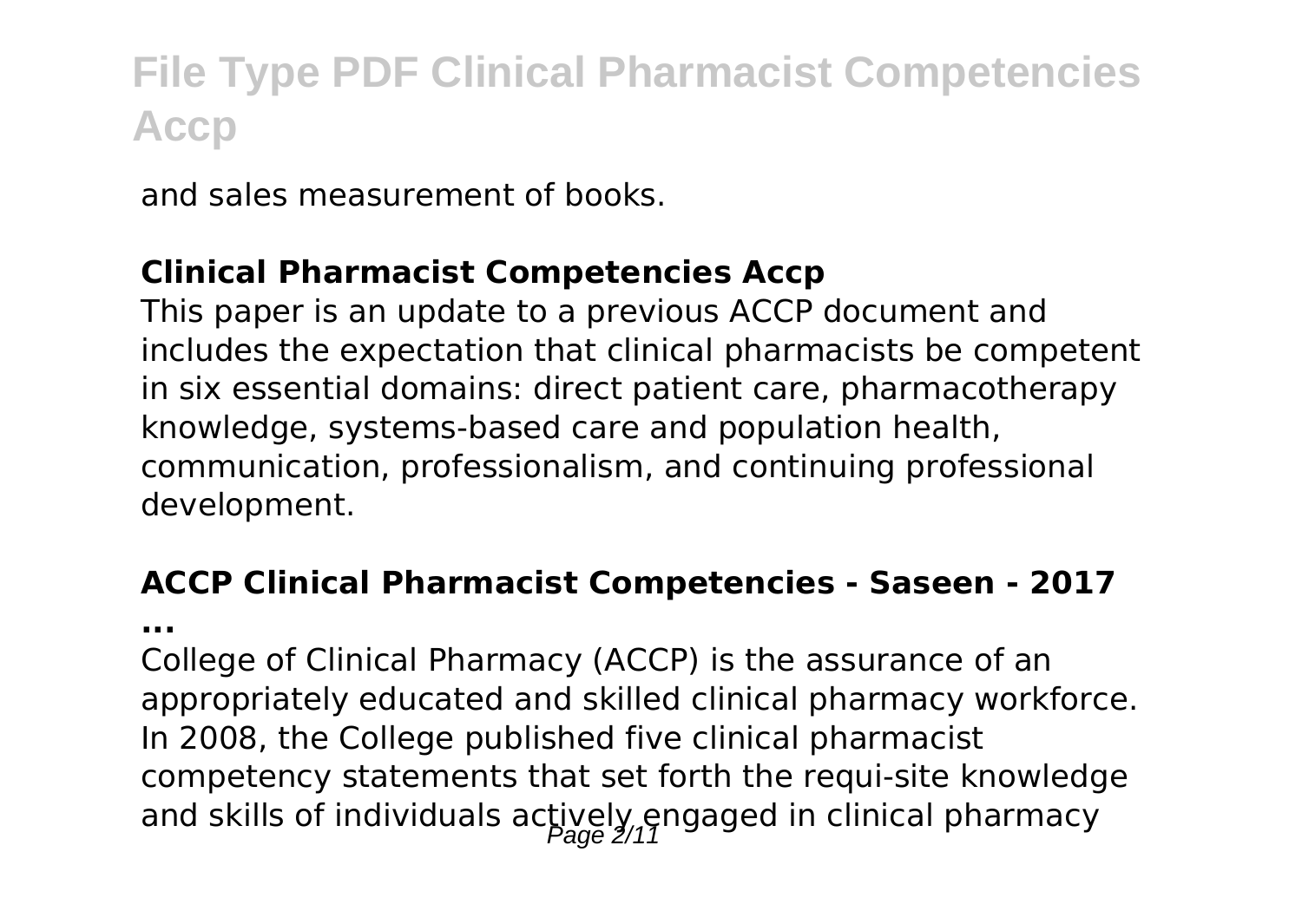and sales measurement of books.

### Clinical Pharmacist Competencies Accp

This paper is an update to a previous ACCP document and includes the expectation that clinical pharmacists be competent in six essential domains: direct patient care, pharmacotherapy knowledge, systems-based care and population health, communication, professionalism, and continuing professional development.

### ACCP Clinical Pharmacist Competencies - Saseen - 2017 ...

College of Clinical Pharmacy (ACCP) is the assurance of an appropriately educated and skilled clinical pharmacy workforce. In 2008, the College published five clinical pharmacist competency statements that set forth the requi-site knowledge and skills of individuals actively engaged in clinical pharmacy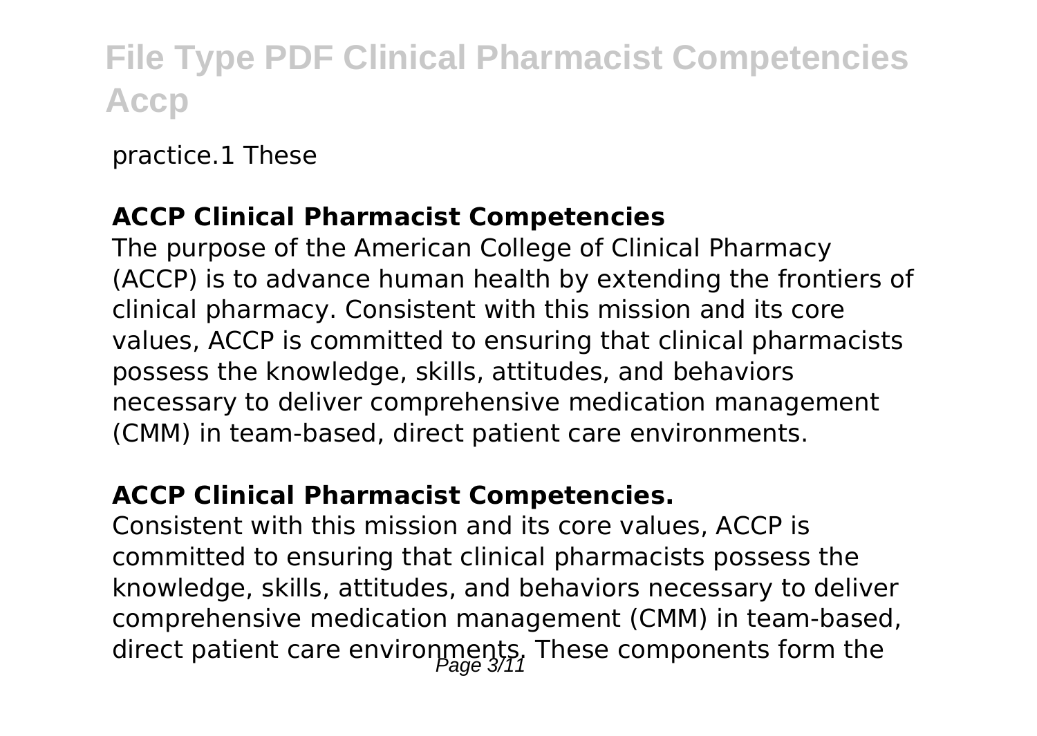practice.1 These

**ACCP Clinical Pharmacist Competencies**

The purpose of the American College of Clinical Pharmacy (ACCP) is to advance human health by extending the frontiers of clinical pharmacy. Consistent with this mission and its core values, ACCP is committed to ensuring that clinical pharmacists possess the knowledge, skills, attitudes, and behaviors necessary to deliver comprehensive medication management (CMM) in team-based, direct patient care environments.

**ACCP Clinical Pharmacist Competencies.**

Consistent with this mission and its core values, ACCP is committed to ensuring that clinical pharmacists possess the knowledge, skills, attitudes, and behaviors necessary to deliver comprehensive medication management (CMM) in team-based, direct patient care environments. These components form the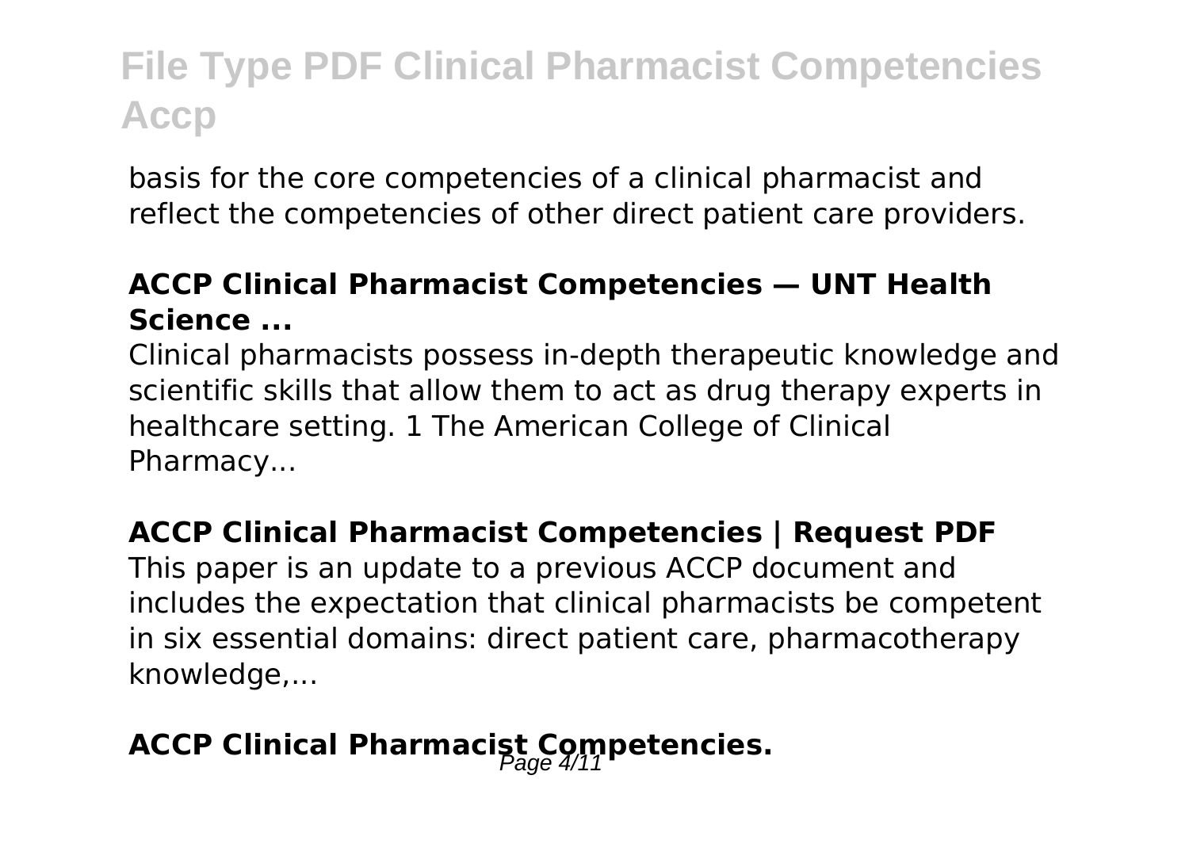basis for the core competencies of a clinical pharmacist and reflect the competencies of other direct patient care providers.

### ACCP Clinical Pharmacist Competencies — UNT Health Science ...

Clinical pharmacists possess in-depth therapeutic knowledge and scientific skills that allow them to act as drug therapy experts in healthcare setting. 1 The American College of Clinical Pharmacy...

### ACCP Clinical Pharmacist Competencies | Request PDF

This paper is an update to a previous ACCP document and includes the expectation that clinical pharmacists be competent in six essential domains: direct patient care, pharmacotherapy knowledge,...

## ACCP Clinical Pharmacist Competencies.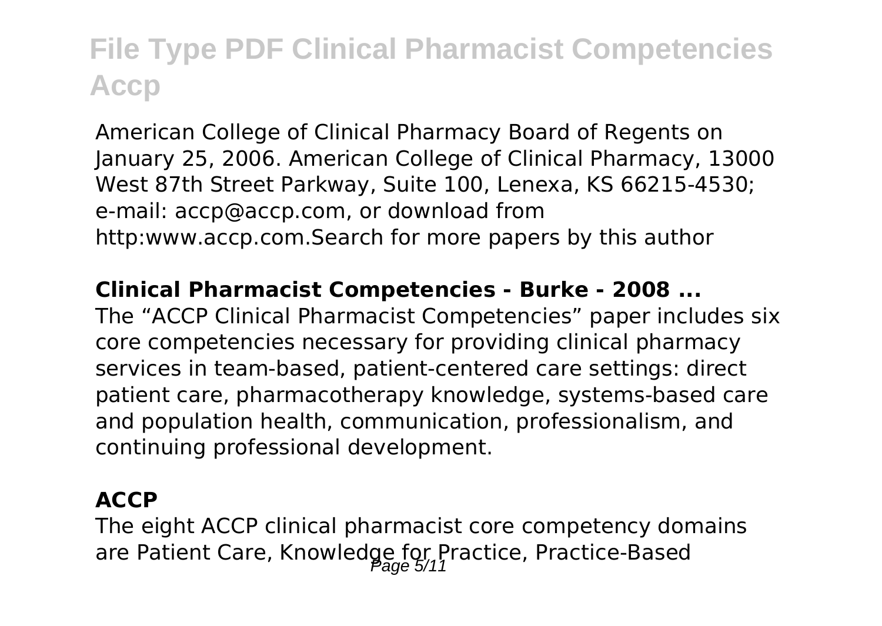American College of Clinical Pharmacy Board of Regents on January 25, 2006. American College of Clinical Pharmacy, 13000 West 87th Street Parkway, Suite 100, Lenexa, KS 66215-4530; e-mail: accp@accp.com, or download from http:www.accp.com.Search for more papers by this author

**Clinical Pharmacist Competencies - Burke - 2008 ...**

The "ACCP Clinical Pharmacist Competencies" paper includes six core competencies necessary for providing clinical pharmacy services in team-based, patient-centered care settings: direct patient care, pharmacotherapy knowledge, systems-based care and population health, communication, professionalism, and continuing professional development.

**ACCP**

The eight ACCP clinical pharmacist core competency domains are Patient Care, Knowledge for Practice, Practice-Based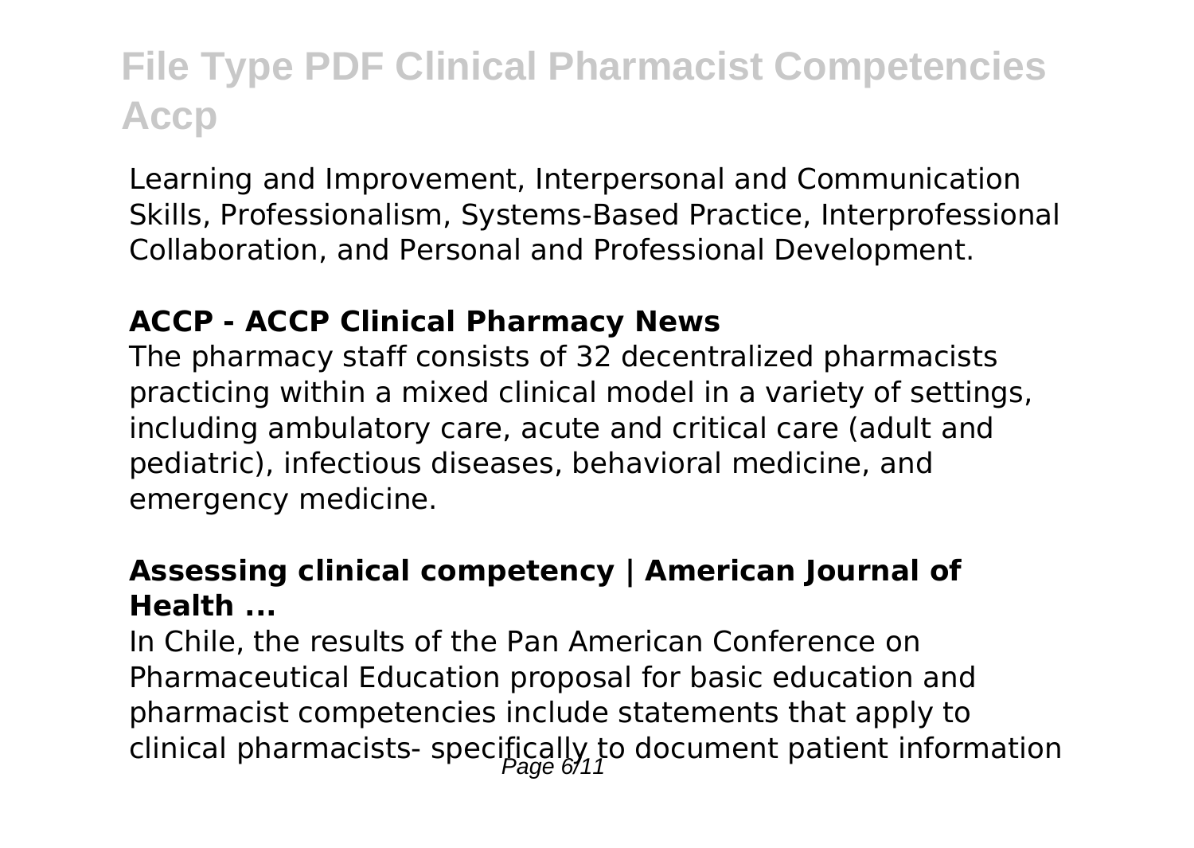Learning and Improvement, Interpersonal and Communication Skills, Professionalism, Systems-Based Practice, Interprofessional Collaboration, and Personal and Professional Development.

### ACCP - ACCP Clinical Pharmacy News

The pharmacy staff consists of 32 decentralized pharmacists practicing within a mixed clinical model in a variety of settings, including ambulatory care, acute and critical care (adult and pediatric), infectious diseases, behavioral medicine, and emergency medicine.

### Assessing clinical competency | American Journal of Health ...

In Chile, the results of the Pan American Conference on Pharmaceutical Education proposal for basic education and pharmacist competencies include statements that apply to clinical pharmacists- specifically to document patient information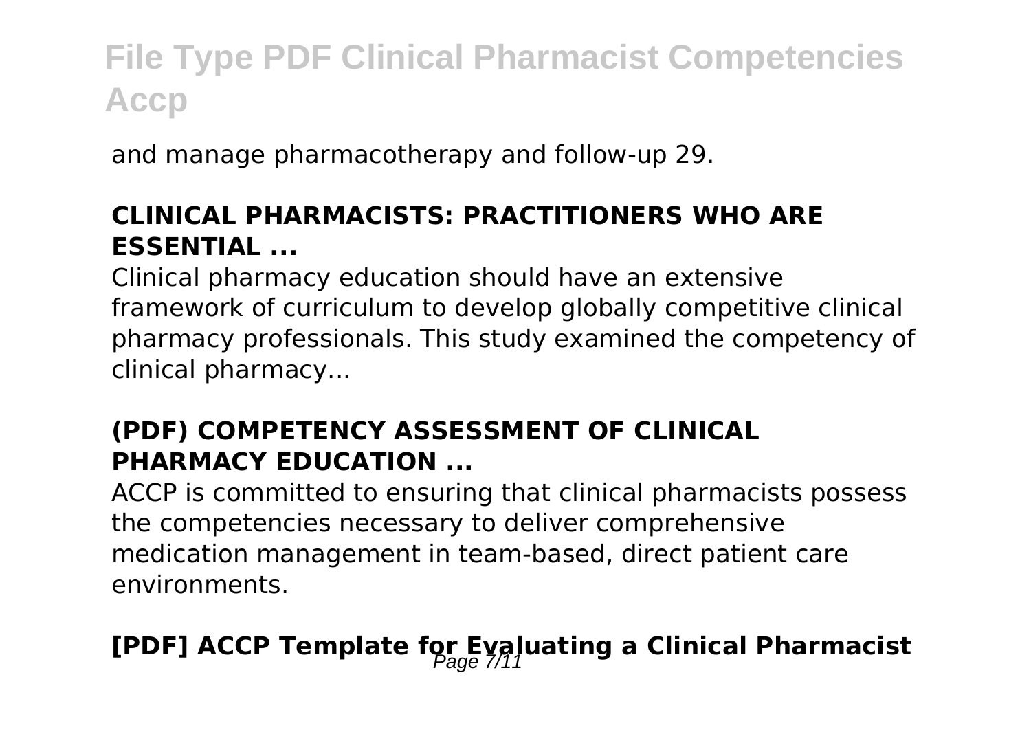and manage pharmacotherapy and follow-up 29.

**CLINICAL PHARMACISTS: PRACTITIONERS WHO ARE ESSENTIAL ...**

Clinical pharmacy education should have an extensive framework of curriculum to develop globally competitive clinical pharmacy professionals. This study examined the competency of clinical pharmacy...

**(PDF) COMPETENCY ASSESSMENT OF CLINICAL PHARMACY EDUCATION ...**

ACCP is committed to ensuring that clinical pharmacists possess the competencies necessary to deliver comprehensive medication management in team-based, direct patient care environments.

## [PDF] ACCP Template for Evaluating a Clinical Pharmacist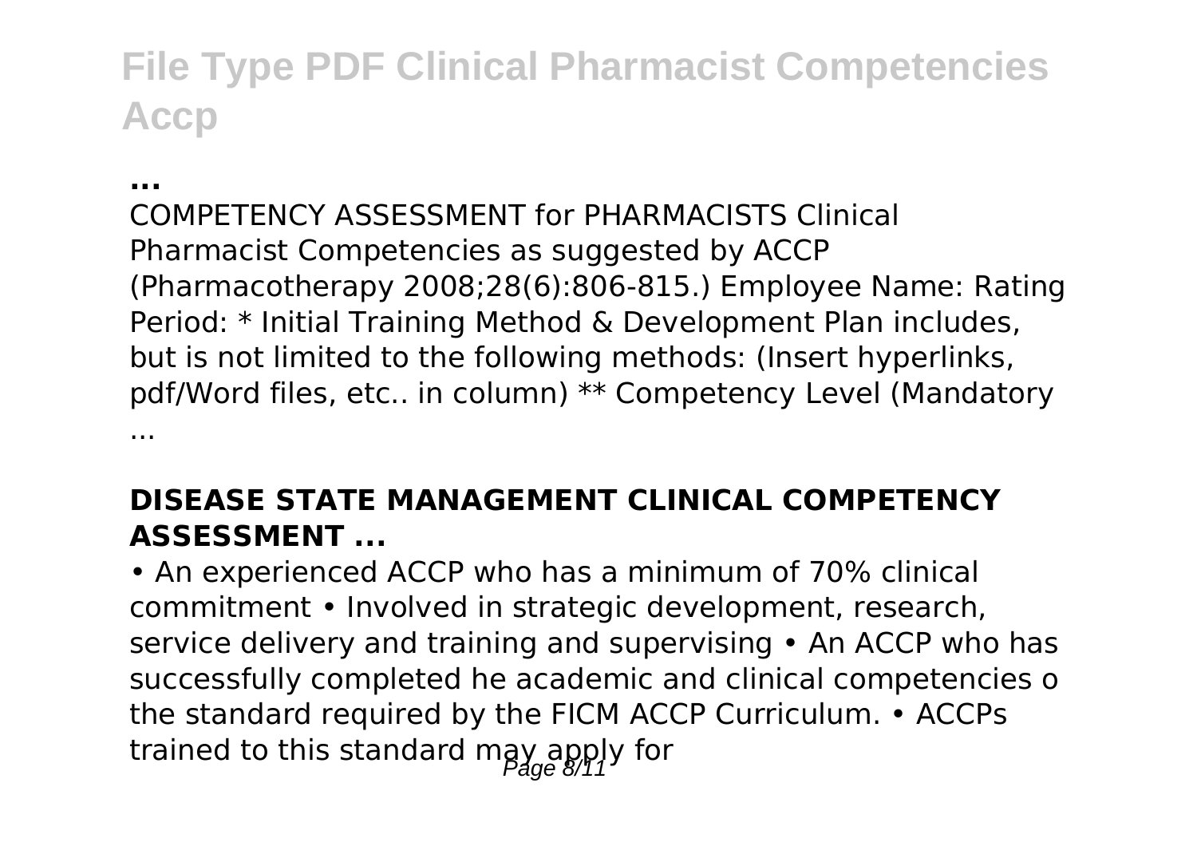**...**

COMPETENCY ASSESSMENT for PHARMACISTS Clinical Pharmacist Competencies as suggested by ACCP (Pharmacotherapy 2008;28(6):806-815.) Employee Name: Rating Period: * Initial Training Method & Development Plan includes, but is not limited to the following methods: (Insert hyperlinks, pdf/Word files, etc.. in column) ** Competency Level (Mandatory ...

### DISEASE STATE MANAGEMENT CLINICAL COMPETENCY ASSESSMENT ...

• An experienced ACCP who has a minimum of 70% clinical commitment • Involved in strategic development, research, service delivery and training and supervising • An ACCP who has successfully completed he academic and clinical competencies o the standard required by the FICM ACCP Curriculum. • ACCPs trained to this standard may apply for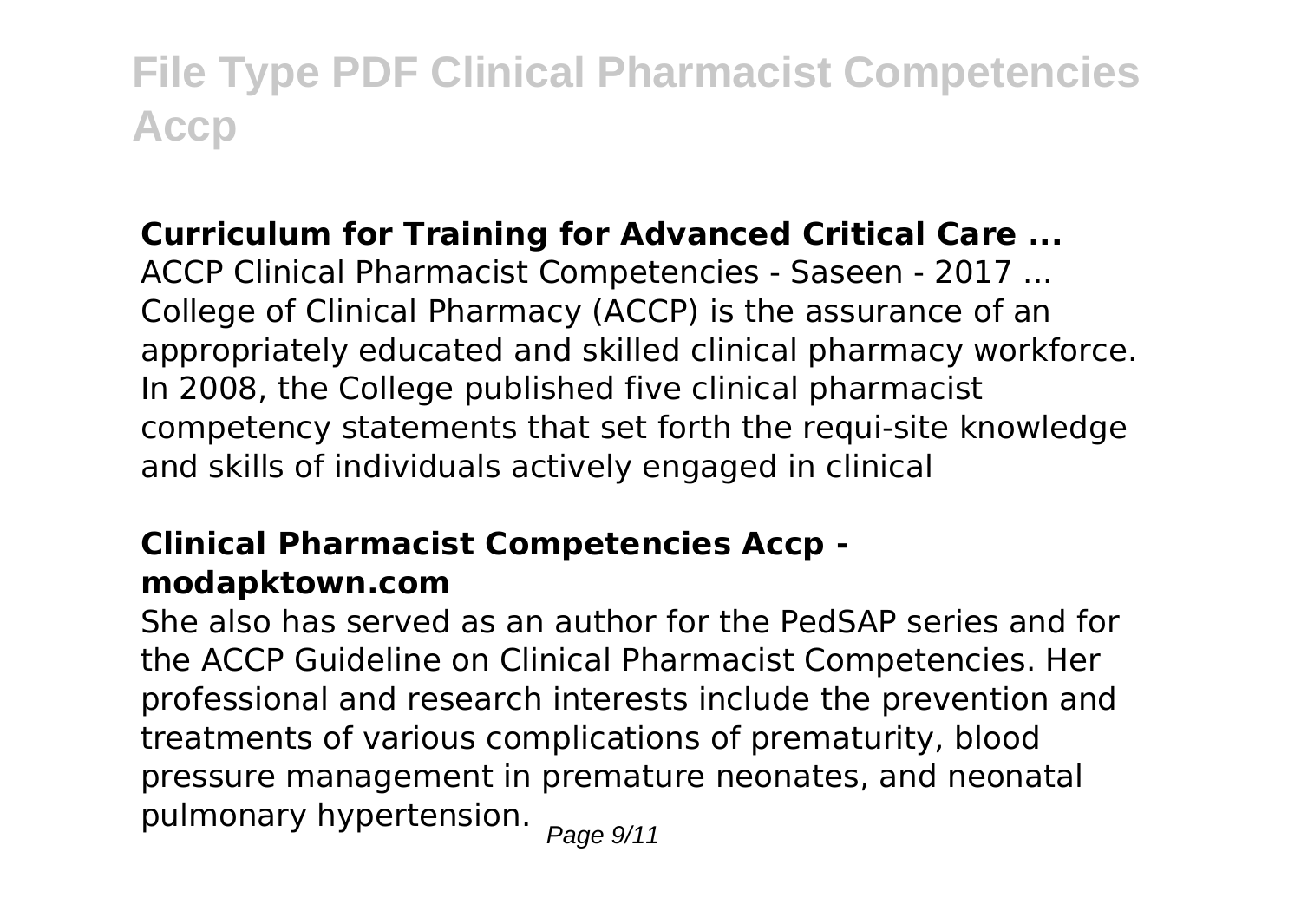**Curriculum for Training for Advanced Critical Care ...**

ACCP Clinical Pharmacist Competencies - Saseen - 2017 ... College of Clinical Pharmacy (ACCP) is the assurance of an appropriately educated and skilled clinical pharmacy workforce. In 2008, the College published five clinical pharmacist competency statements that set forth the requi-site knowledge and skills of individuals actively engaged in clinical

**Clinical Pharmacist Competencies Accp - modapktown.com**

She also has served as an author for the PedSAP series and for the ACCP Guideline on Clinical Pharmacist Competencies. Her professional and research interests include the prevention and treatments of various complications of prematurity, blood pressure management in premature neonates, and neonatal pulmonary hypertension.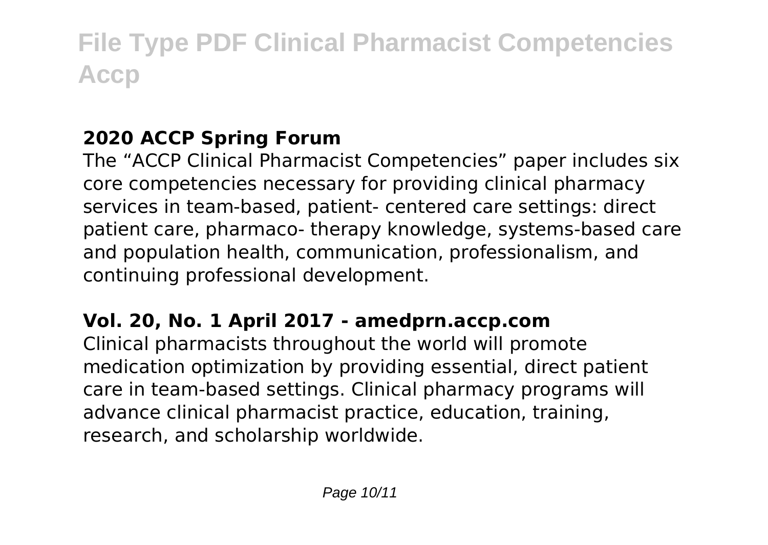## 2020 ACCP Spring Forum

The “ACCP Clinical Pharmacist Competencies” paper includes six core competencies necessary for providing clinical pharmacy services in team-based, patient- centered care settings: direct patient care, pharmaco- therapy knowledge, systems-based care and population health, communication, professionalism, and continuing professional development.

## Vol. 20, No. 1 April 2017 - amedprn.accp.com

Clinical pharmacists throughout the world will promote medication optimization by providing essential, direct patient care in team-based settings. Clinical pharmacy programs will advance clinical pharmacist practice, education, training, research, and scholarship worldwide.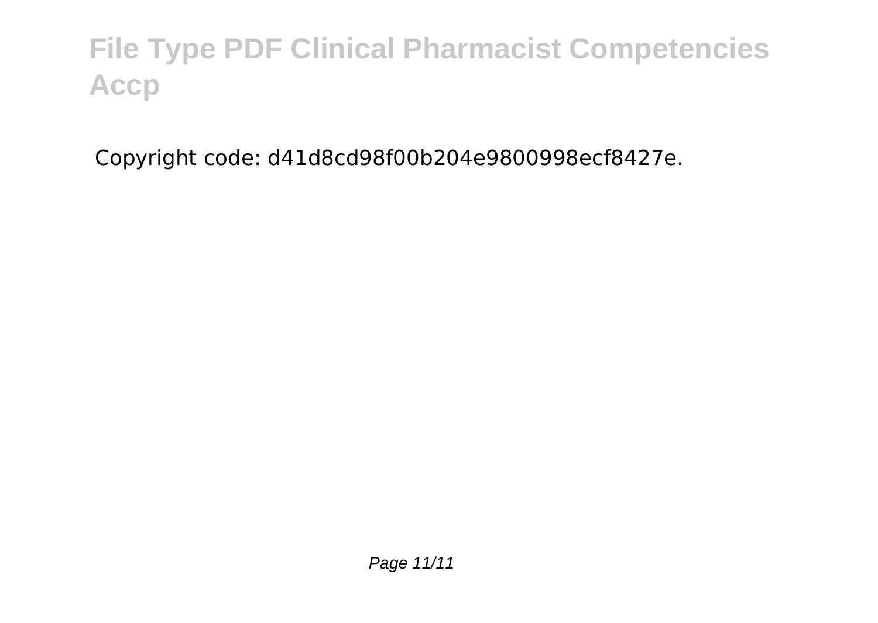Copyright code: d41d8cd98f00b204e9800998ecf8427e.